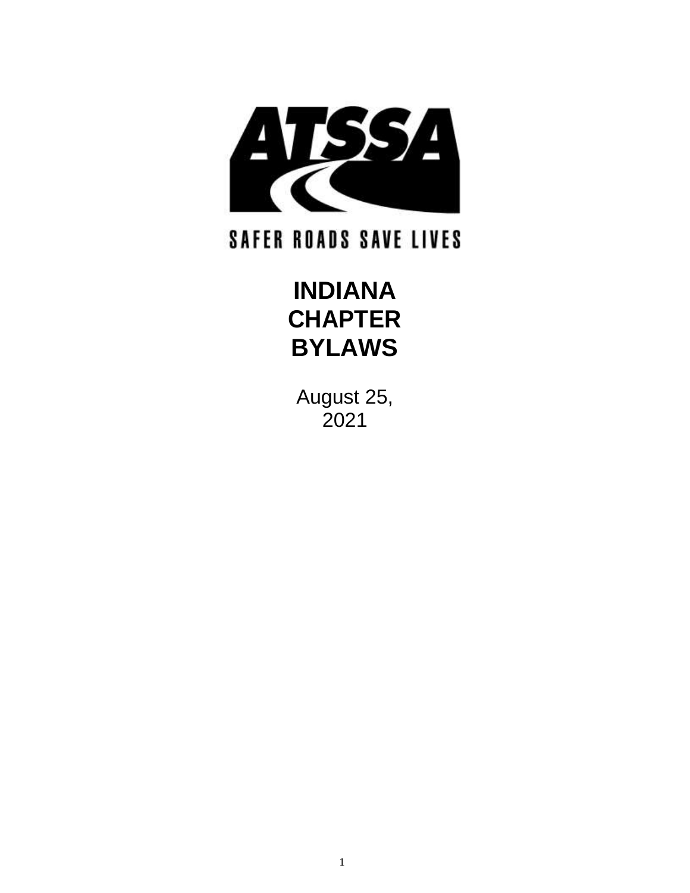ATSSA

SAFER ROADS SAVE LIVES

# INDIANA CHAPTER BYLAWS

August 25, 2021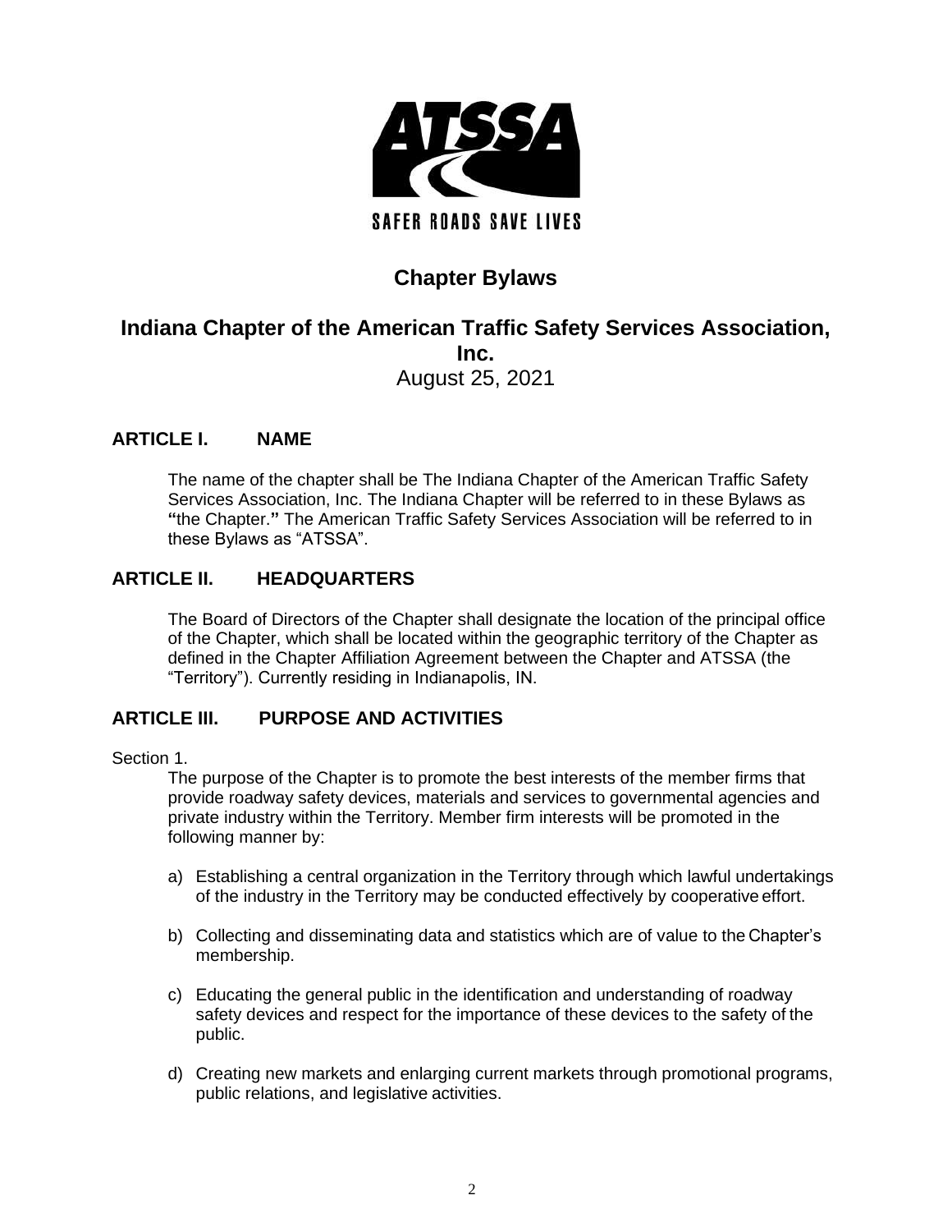SAFER ROADS SAVE LIVES

# Chapter Bylaws

## Indiana Chapter of the American Traffic Safety Services Association, Inc.

August 25, 2021

## ARTICLE I. NAME

The name of the chapter shall be The Indiana Chapter of the American Traffic Safety Services Association, Inc. The Indiana Chapter will be referred to in these Bylaws as **"**the Chapter.**"** The American Traffic Safety Services Association will be referred to in these Bylaws as "ATSSA".

## ARTICLE II. HEADQUARTERS

The Board of Directors of the Chapter shall designate the location of the principal office of the Chapter, which shall be located within the geographic territory of the Chapter as defined in the Chapter Affiliation Agreement between the Chapter and ATSSA (the "Territory"). Currently residing in Indianapolis, IN.

## ARTICLE III. PURPOSE AND ACTIVITIES

Section 1.

The purpose of the Chapter is to promote the best interests of the member firms that provide roadway safety devices, materials and services to governmental agencies and private industry within the Territory. Member firm interests will be promoted in the following manner by:

a) Establishing a central organization in the Territory through which lawful undertakings of the industry in the Territory may be conducted effectively by cooperative effort.

b) Collecting and disseminating data and statistics which are of value to the Chapter's membership.

c) Educating the general public in the identification and understanding of roadway safety devices and respect for the importance of these devices to the safety of the public.

d) Creating new markets and enlarging current markets through promotional programs, public relations, and legislative activities.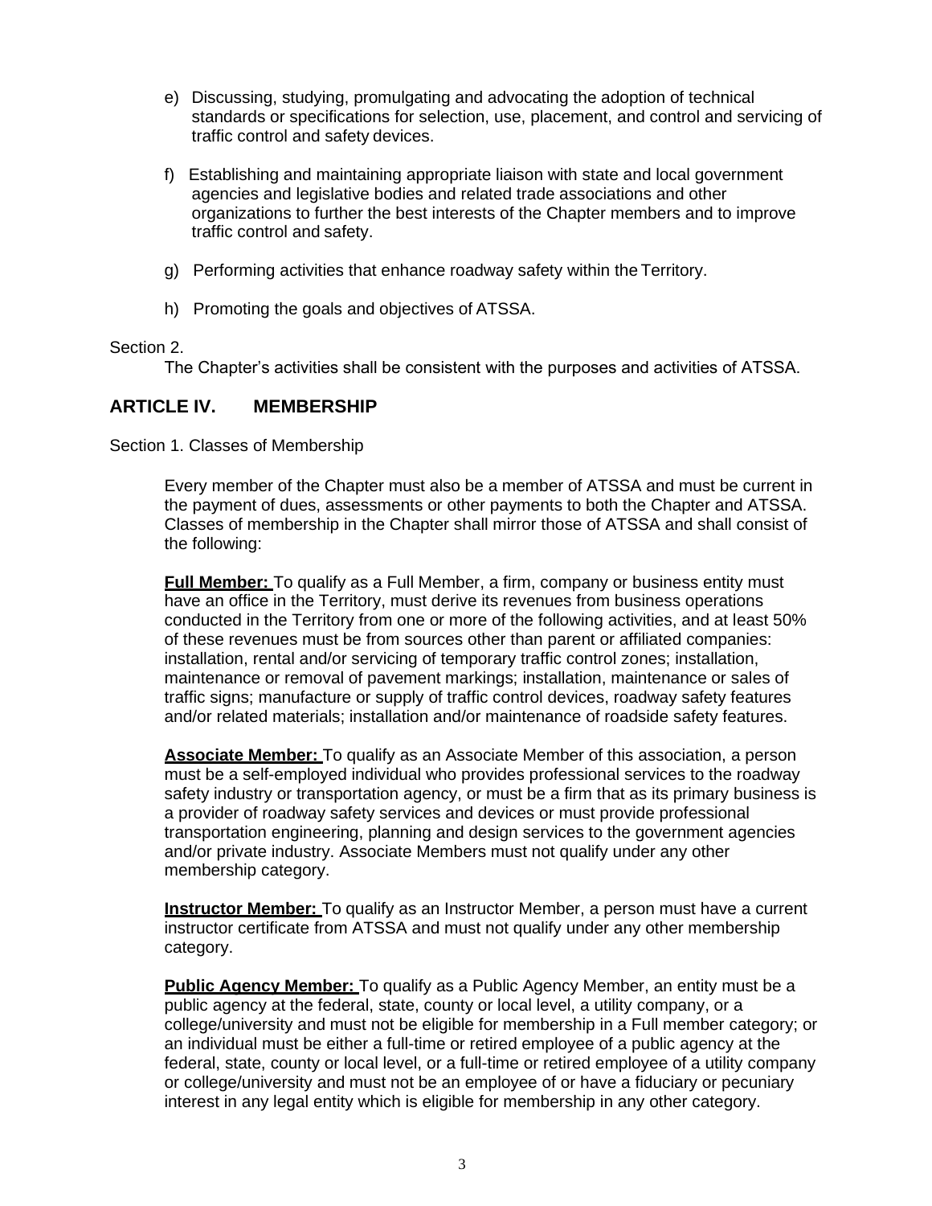e) Discussing, studying, promulgating and advocating the adoption of technical standards or specifications for selection, use, placement, and control and servicing of traffic control and safety devices.

f) Establishing and maintaining appropriate liaison with state and local government agencies and legislative bodies and related trade associations and other organizations to further the best interests of the Chapter members and to improve traffic control and safety.

g) Performing activities that enhance roadway safety within the Territory.

h) Promoting the goals and objectives of ATSSA.

Section 2.

The Chapter's activities shall be consistent with the purposes and activities of ATSSA.

## ARTICLE IV. MEMBERSHIP

Section 1. Classes of Membership

Every member of the Chapter must also be a member of ATSSA and must be current in the payment of dues, assessments or other payments to both the Chapter and ATSSA. Classes of membership in the Chapter shall mirror those of ATSSA and shall consist of the following:

**Full Member:** To qualify as a Full Member, a firm, company or business entity must have an office in the Territory, must derive its revenues from business operations conducted in the Territory from one or more of the following activities, and at least 50% of these revenues must be from sources other than parent or affiliated companies: installation, rental and/or servicing of temporary traffic control zones; installation, maintenance or removal of pavement markings; installation, maintenance or sales of traffic signs; manufacture or supply of traffic control devices, roadway safety features and/or related materials; installation and/or maintenance of roadside safety features.

**Associate Member:** To qualify as an Associate Member of this association, a person must be a self-employed individual who provides professional services to the roadway safety industry or transportation agency, or must be a firm that as its primary business is a provider of roadway safety services and devices or must provide professional transportation engineering, planning and design services to the government agencies and/or private industry. Associate Members must not qualify under any other membership category.

**Instructor Member:** To qualify as an Instructor Member, a person must have a current instructor certificate from ATSSA and must not qualify under any other membership category.

**Public Agency Member:** To qualify as a Public Agency Member, an entity must be a public agency at the federal, state, county or local level, a utility company, or a college/university and must not be eligible for membership in a Full member category; or an individual must be either a full-time or retired employee of a public agency at the federal, state, county or local level, or a full-time or retired employee of a utility company or college/university and must not be an employee of or have a fiduciary or pecuniary interest in any legal entity which is eligible for membership in any other category.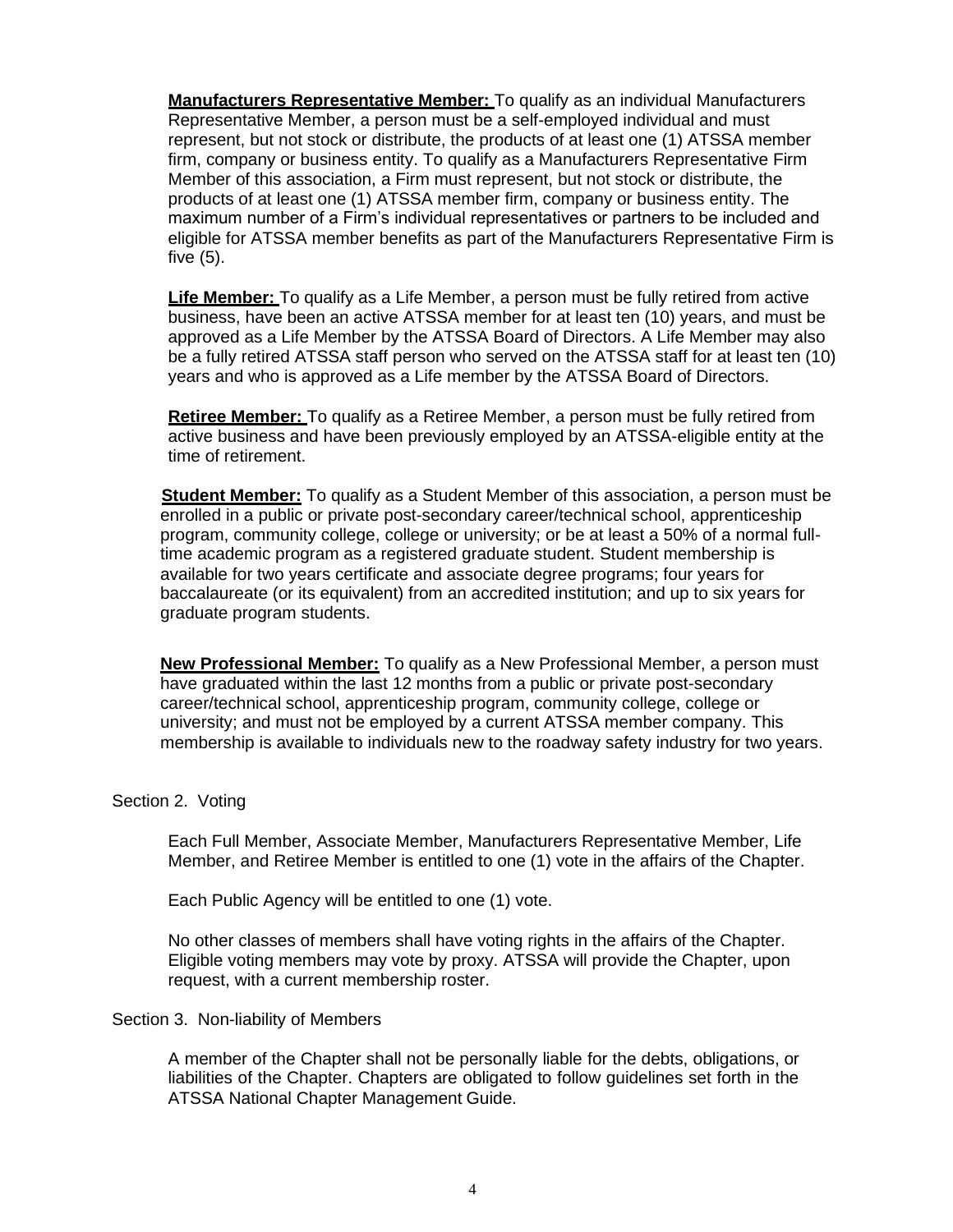**Manufacturers Representative Member:** To qualify as an individual Manufacturers Representative Member, a person must be a self-employed individual and must represent, but not stock or distribute, the products of at least one (1) ATSSA member firm, company or business entity. To qualify as a Manufacturers Representative Firm Member of this association, a Firm must represent, but not stock or distribute, the products of at least one (1) ATSSA member firm, company or business entity. The maximum number of a Firm's individual representatives or partners to be included and eligible for ATSSA member benefits as part of the Manufacturers Representative Firm is five (5).

**Life Member:** To qualify as a Life Member, a person must be fully retired from active business, have been an active ATSSA member for at least ten (10) years, and must be approved as a Life Member by the ATSSA Board of Directors. A Life Member may also be a fully retired ATSSA staff person who served on the ATSSA staff for at least ten (10) years and who is approved as a Life member by the ATSSA Board of Directors.

**Retiree Member:** To qualify as a Retiree Member, a person must be fully retired from active business and have been previously employed by an ATSSA-eligible entity at the time of retirement.

**Student Member:** To qualify as a Student Member of this association, a person must be enrolled in a public or private post-secondary career/technical school, apprenticeship program, community college, college or university; or be at least a 50% of a normal full-time academic program as a registered graduate student. Student membership is available for two years certificate and associate degree programs; four years for baccalaureate (or its equivalent) from an accredited institution; and up to six years for graduate program students.

**New Professional Member:** To qualify as a New Professional Member, a person must have graduated within the last 12 months from a public or private post-secondary career/technical school, apprenticeship program, community college, college or university; and must not be employed by a current ATSSA member company. This membership is available to individuals new to the roadway safety industry for two years.

Section 2. Voting

Each Full Member, Associate Member, Manufacturers Representative Member, Life Member, and Retiree Member is entitled to one (1) vote in the affairs of the Chapter.

Each Public Agency will be entitled to one (1) vote.

No other classes of members shall have voting rights in the affairs of the Chapter. Eligible voting members may vote by proxy. ATSSA will provide the Chapter, upon request, with a current membership roster.

Section 3. Non-liability of Members

A member of the Chapter shall not be personally liable for the debts, obligations, or liabilities of the Chapter. Chapters are obligated to follow guidelines set forth in the ATSSA National Chapter Management Guide.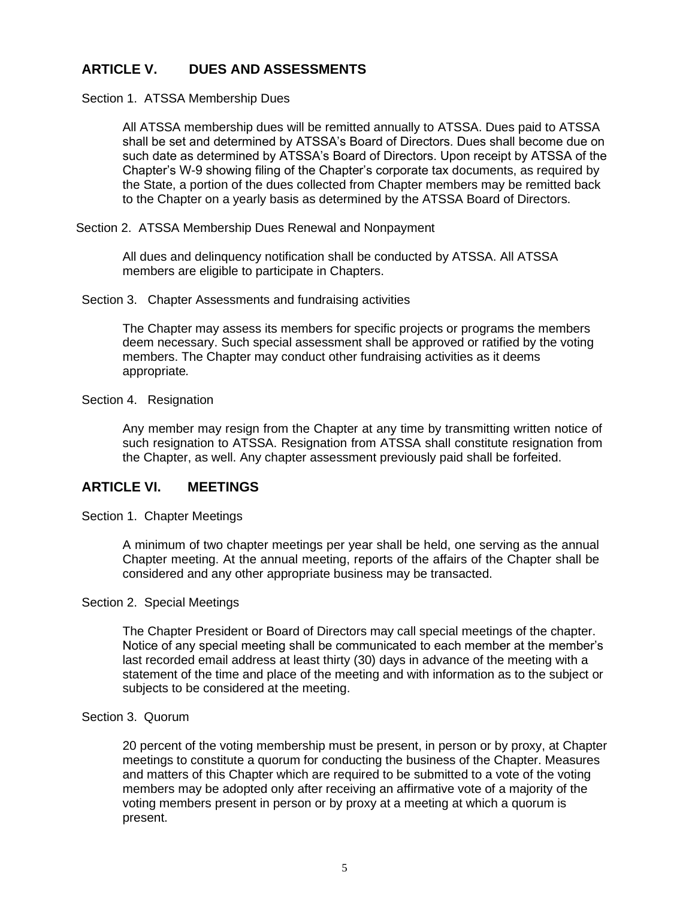## ARTICLE V. DUES AND ASSESSMENTS

Section 1. ATSSA Membership Dues

All ATSSA membership dues will be remitted annually to ATSSA. Dues paid to ATSSA shall be set and determined by ATSSA's Board of Directors. Dues shall become due on such date as determined by ATSSA's Board of Directors. Upon receipt by ATSSA of the Chapter's W-9 showing filing of the Chapter's corporate tax documents, as required by the State, a portion of the dues collected from Chapter members may be remitted back to the Chapter on a yearly basis as determined by the ATSSA Board of Directors.

Section 2. ATSSA Membership Dues Renewal and Nonpayment

All dues and delinquency notification shall be conducted by ATSSA. All ATSSA members are eligible to participate in Chapters.

Section 3. Chapter Assessments and fundraising activities

The Chapter may assess its members for specific projects or programs the members deem necessary. Such special assessment shall be approved or ratified by the voting members. The Chapter may conduct other fundraising activities as it deems appropriate.

Section 4. Resignation

Any member may resign from the Chapter at any time by transmitting written notice of such resignation to ATSSA. Resignation from ATSSA shall constitute resignation from the Chapter, as well. Any chapter assessment previously paid shall be forfeited.

## ARTICLE VI. MEETINGS

Section 1. Chapter Meetings

A minimum of two chapter meetings per year shall be held, one serving as the annual Chapter meeting. At the annual meeting, reports of the affairs of the Chapter shall be considered and any other appropriate business may be transacted.

Section 2. Special Meetings

The Chapter President or Board of Directors may call special meetings of the chapter. Notice of any special meeting shall be communicated to each member at the member's last recorded email address at least thirty (30) days in advance of the meeting with a statement of the time and place of the meeting and with information as to the subject or subjects to be considered at the meeting.

Section 3. Quorum

20 percent of the voting membership must be present, in person or by proxy, at Chapter meetings to constitute a quorum for conducting the business of the Chapter. Measures and matters of this Chapter which are required to be submitted to a vote of the voting members may be adopted only after receiving an affirmative vote of a majority of the voting members present in person or by proxy at a meeting at which a quorum is present.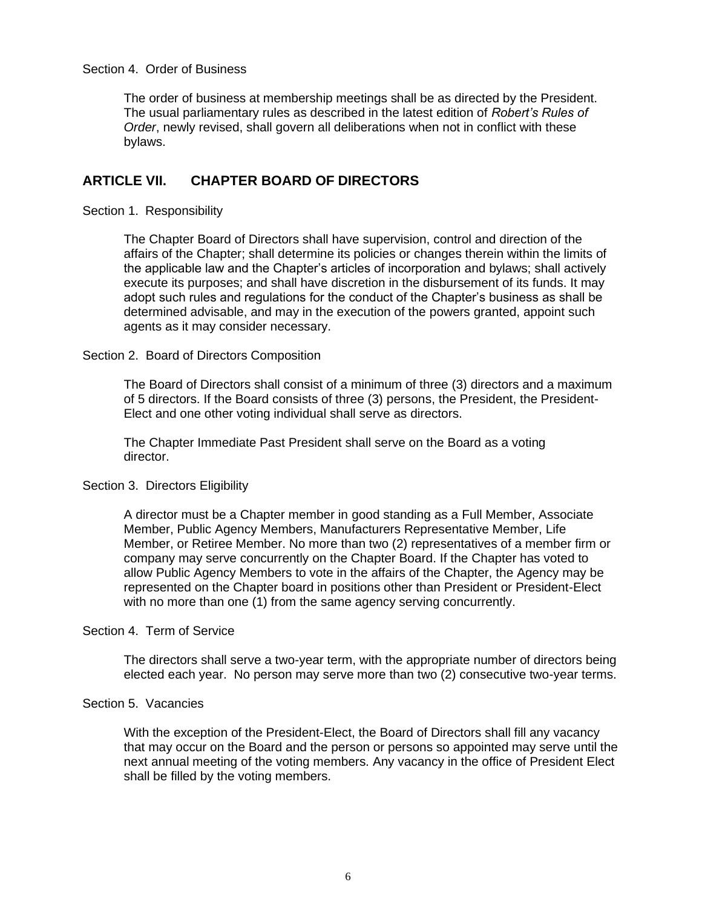Section 4. Order of Business

The order of business at membership meetings shall be as directed by the President. The usual parliamentary rules as described in the latest edition of *Robert's Rules of Order*, newly revised, shall govern all deliberations when not in conflict with these bylaws.

## ARTICLE VII. CHAPTER BOARD OF DIRECTORS

Section 1. Responsibility

The Chapter Board of Directors shall have supervision, control and direction of the affairs of the Chapter; shall determine its policies or changes therein within the limits of the applicable law and the Chapter's articles of incorporation and bylaws; shall actively execute its purposes; and shall have discretion in the disbursement of its funds. It may adopt such rules and regulations for the conduct of the Chapter's business as shall be determined advisable, and may in the execution of the powers granted, appoint such agents as it may consider necessary.

Section 2. Board of Directors Composition

The Board of Directors shall consist of a minimum of three (3) directors and a maximum of 5 directors. If the Board consists of three (3) persons, the President, the President-Elect and one other voting individual shall serve as directors.

The Chapter Immediate Past President shall serve on the Board as a voting director.

Section 3. Directors Eligibility

A director must be a Chapter member in good standing as a Full Member, Associate Member, Public Agency Members, Manufacturers Representative Member, Life Member, or Retiree Member. No more than two (2) representatives of a member firm or company may serve concurrently on the Chapter Board. If the Chapter has voted to allow Public Agency Members to vote in the affairs of the Chapter, the Agency may be represented on the Chapter board in positions other than President or President-Elect with no more than one (1) from the same agency serving concurrently.

Section 4. Term of Service

The directors shall serve a two-year term, with the appropriate number of directors being elected each year. No person may serve more than two (2) consecutive two-year terms.

Section 5. Vacancies

With the exception of the President-Elect, the Board of Directors shall fill any vacancy that may occur on the Board and the person or persons so appointed may serve until the next annual meeting of the voting members. Any vacancy in the office of President Elect shall be filled by the voting members.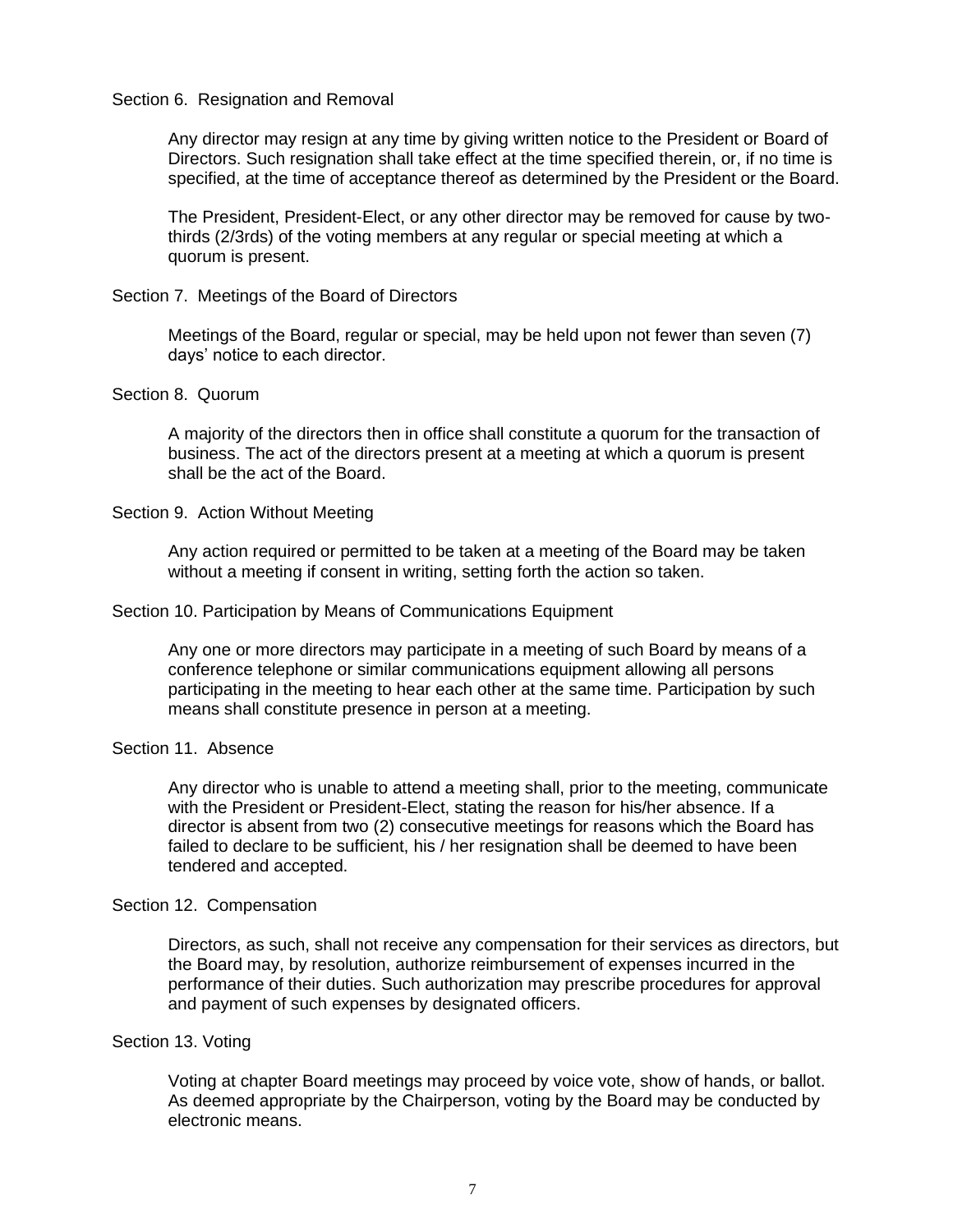### Section 6. Resignation and Removal

Any director may resign at any time by giving written notice to the President or Board of Directors. Such resignation shall take effect at the time specified therein, or, if no time is specified, at the time of acceptance thereof as determined by the President or the Board.

The President, President-Elect, or any other director may be removed for cause by two-thirds (2/3rds) of the voting members at any regular or special meeting at which a quorum is present.

### Section 7. Meetings of the Board of Directors

Meetings of the Board, regular or special, may be held upon not fewer than seven (7) days' notice to each director.

### Section 8. Quorum

A majority of the directors then in office shall constitute a quorum for the transaction of business. The act of the directors present at a meeting at which a quorum is present shall be the act of the Board.

### Section 9. Action Without Meeting

Any action required or permitted to be taken at a meeting of the Board may be taken without a meeting if consent in writing, setting forth the action so taken.

### Section 10. Participation by Means of Communications Equipment

Any one or more directors may participate in a meeting of such Board by means of a conference telephone or similar communications equipment allowing all persons participating in the meeting to hear each other at the same time. Participation by such means shall constitute presence in person at a meeting.

### Section 11. Absence

Any director who is unable to attend a meeting shall, prior to the meeting, communicate with the President or President-Elect, stating the reason for his/her absence. If a director is absent from two (2) consecutive meetings for reasons which the Board has failed to declare to be sufficient, his / her resignation shall be deemed to have been tendered and accepted.

### Section 12. Compensation

Directors, as such, shall not receive any compensation for their services as directors, but the Board may, by resolution, authorize reimbursement of expenses incurred in the performance of their duties. Such authorization may prescribe procedures for approval and payment of such expenses by designated officers.

### Section 13. Voting

Voting at chapter Board meetings may proceed by voice vote, show of hands, or ballot. As deemed appropriate by the Chairperson, voting by the Board may be conducted by electronic means.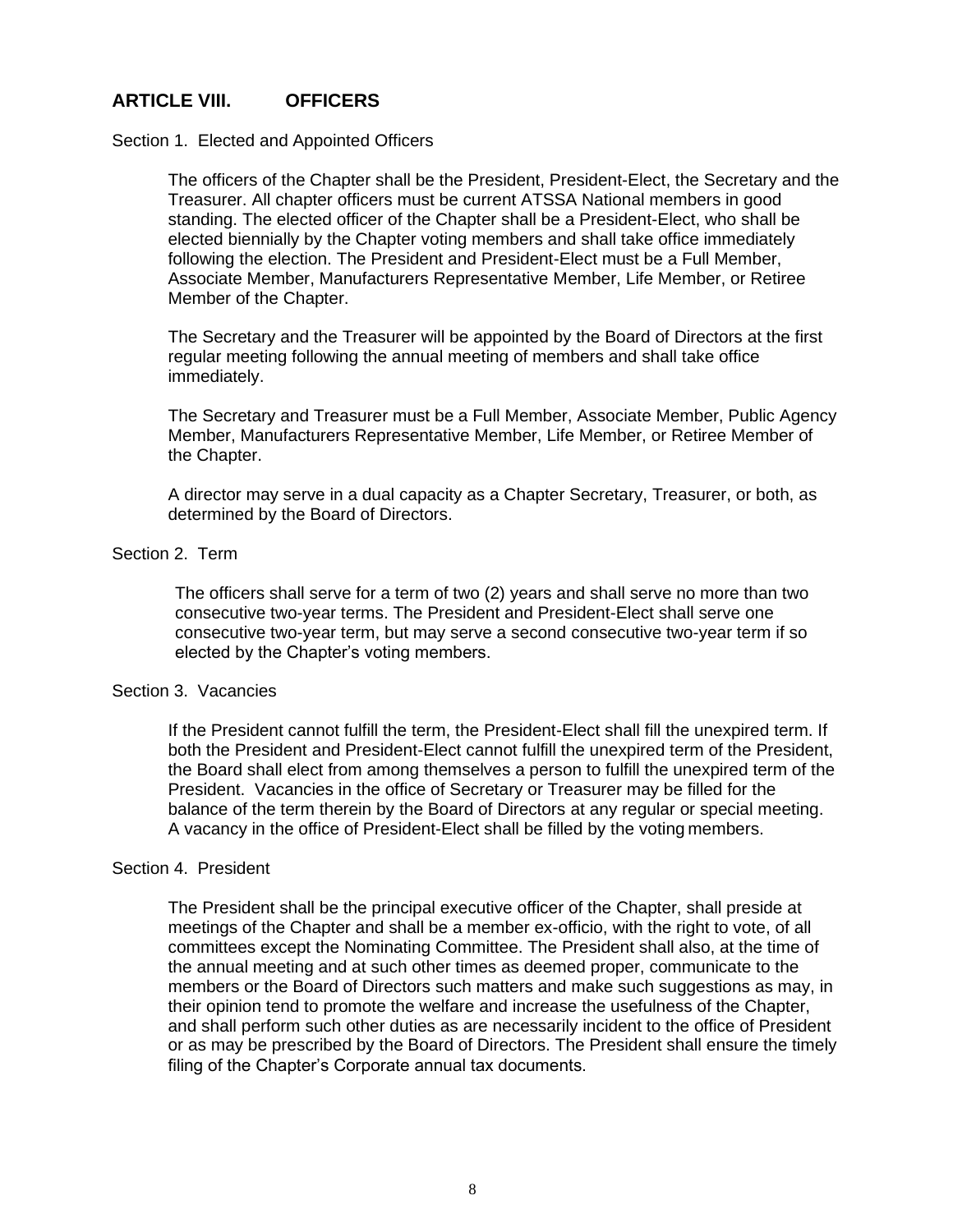## ARTICLE VIII. OFFICERS

Section 1. Elected and Appointed Officers

The officers of the Chapter shall be the President, President-Elect, the Secretary and the Treasurer. All chapter officers must be current ATSSA National members in good standing. The elected officer of the Chapter shall be a President-Elect, who shall be elected biennially by the Chapter voting members and shall take office immediately following the election. The President and President-Elect must be a Full Member, Associate Member, Manufacturers Representative Member, Life Member, or Retiree Member of the Chapter.

The Secretary and the Treasurer will be appointed by the Board of Directors at the first regular meeting following the annual meeting of members and shall take office immediately.

The Secretary and Treasurer must be a Full Member, Associate Member, Public Agency Member, Manufacturers Representative Member, Life Member, or Retiree Member of the Chapter.

A director may serve in a dual capacity as a Chapter Secretary, Treasurer, or both, as determined by the Board of Directors.

Section 2. Term

The officers shall serve for a term of two (2) years and shall serve no more than two consecutive two-year terms. The President and President-Elect shall serve one consecutive two-year term, but may serve a second consecutive two-year term if so elected by the Chapter's voting members.

Section 3. Vacancies

If the President cannot fulfill the term, the President-Elect shall fill the unexpired term. If both the President and President-Elect cannot fulfill the unexpired term of the President, the Board shall elect from among themselves a person to fulfill the unexpired term of the President. Vacancies in the office of Secretary or Treasurer may be filled for the balance of the term therein by the Board of Directors at any regular or special meeting. A vacancy in the office of President-Elect shall be filled by the voting members.

Section 4. President

The President shall be the principal executive officer of the Chapter, shall preside at meetings of the Chapter and shall be a member ex-officio, with the right to vote, of all committees except the Nominating Committee. The President shall also, at the time of the annual meeting and at such other times as deemed proper, communicate to the members or the Board of Directors such matters and make such suggestions as may, in their opinion tend to promote the welfare and increase the usefulness of the Chapter, and shall perform such other duties as are necessarily incident to the office of President or as may be prescribed by the Board of Directors. The President shall ensure the timely filing of the Chapter's Corporate annual tax documents.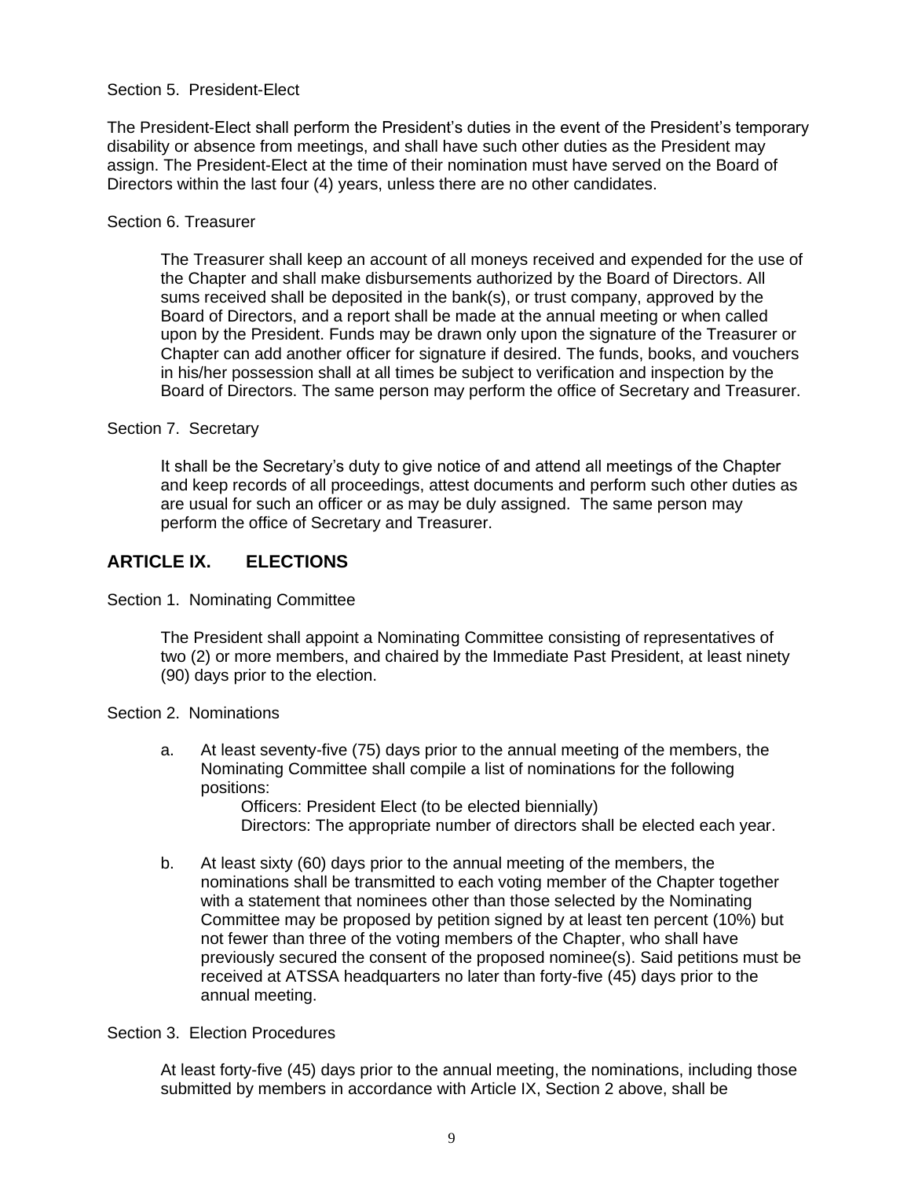Section 5. President-Elect

The President-Elect shall perform the President's duties in the event of the President's temporary disability or absence from meetings, and shall have such other duties as the President may assign. The President-Elect at the time of their nomination must have served on the Board of Directors within the last four (4) years, unless there are no other candidates.

Section 6. Treasurer

The Treasurer shall keep an account of all moneys received and expended for the use of the Chapter and shall make disbursements authorized by the Board of Directors. All sums received shall be deposited in the bank(s), or trust company, approved by the Board of Directors, and a report shall be made at the annual meeting or when called upon by the President. Funds may be drawn only upon the signature of the Treasurer or Chapter can add another officer for signature if desired. The funds, books, and vouchers in his/her possession shall at all times be subject to verification and inspection by the Board of Directors. The same person may perform the office of Secretary and Treasurer.

Section 7. Secretary

It shall be the Secretary's duty to give notice of and attend all meetings of the Chapter and keep records of all proceedings, attest documents and perform such other duties as are usual for such an officer or as may be duly assigned. The same person may perform the office of Secretary and Treasurer.

## ARTICLE IX. ELECTIONS

Section 1. Nominating Committee

The President shall appoint a Nominating Committee consisting of representatives of two (2) or more members, and chaired by the Immediate Past President, at least ninety (90) days prior to the election.

Section 2. Nominations

a. At least seventy-five (75) days prior to the annual meeting of the members, the Nominating Committee shall compile a list of nominations for the following positions:

   Officers: President Elect (to be elected biennially)
   Directors: The appropriate number of directors shall be elected each year.

b. At least sixty (60) days prior to the annual meeting of the members, the nominations shall be transmitted to each voting member of the Chapter together with a statement that nominees other than those selected by the Nominating Committee may be proposed by petition signed by at least ten percent (10%) but not fewer than three of the voting members of the Chapter, who shall have previously secured the consent of the proposed nominee(s). Said petitions must be received at ATSSA headquarters no later than forty-five (45) days prior to the annual meeting.

Section 3. Election Procedures

At least forty-five (45) days prior to the annual meeting, the nominations, including those submitted by members in accordance with Article IX, Section 2 above, shall be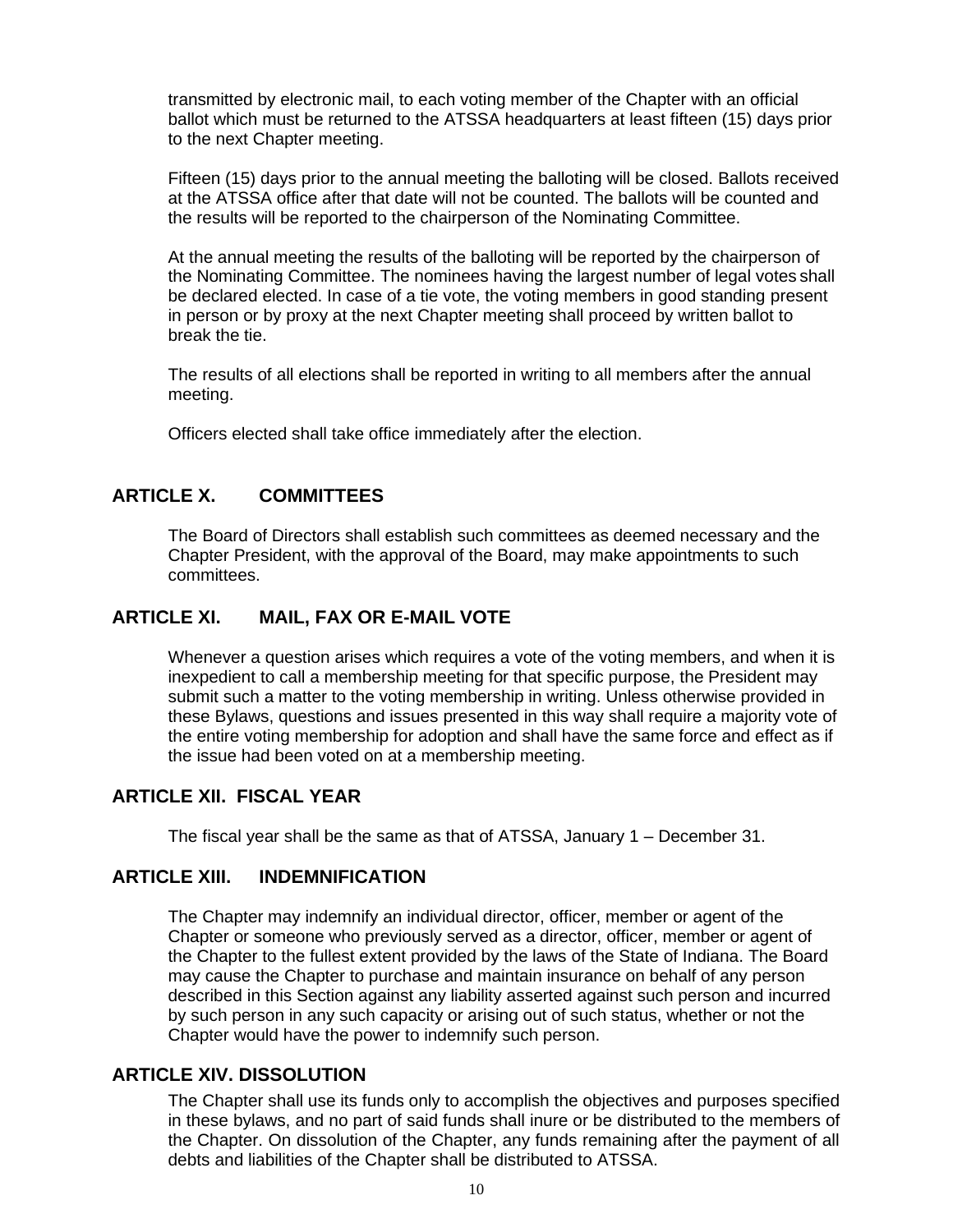transmitted by electronic mail, to each voting member of the Chapter with an official ballot which must be returned to the ATSSA headquarters at least fifteen (15) days prior to the next Chapter meeting.

Fifteen (15) days prior to the annual meeting the balloting will be closed. Ballots received at the ATSSA office after that date will not be counted. The ballots will be counted and the results will be reported to the chairperson of the Nominating Committee.

At the annual meeting the results of the balloting will be reported by the chairperson of the Nominating Committee. The nominees having the largest number of legal votes shall be declared elected. In case of a tie vote, the voting members in good standing present in person or by proxy at the next Chapter meeting shall proceed by written ballot to break the tie.

The results of all elections shall be reported in writing to all members after the annual meeting.

Officers elected shall take office immediately after the election.

## ARTICLE X. COMMITTEES

The Board of Directors shall establish such committees as deemed necessary and the Chapter President, with the approval of the Board, may make appointments to such committees.

## ARTICLE XI. MAIL, FAX OR E-MAIL VOTE

Whenever a question arises which requires a vote of the voting members, and when it is inexpedient to call a membership meeting for that specific purpose, the President may submit such a matter to the voting membership in writing. Unless otherwise provided in these Bylaws, questions and issues presented in this way shall require a majority vote of the entire voting membership for adoption and shall have the same force and effect as if the issue had been voted on at a membership meeting.

## ARTICLE XII. FISCAL YEAR

The fiscal year shall be the same as that of ATSSA, January 1 – December 31.

## ARTICLE XIII. INDEMNIFICATION

The Chapter may indemnify an individual director, officer, member or agent of the Chapter or someone who previously served as a director, officer, member or agent of the Chapter to the fullest extent provided by the laws of the State of Indiana. The Board may cause the Chapter to purchase and maintain insurance on behalf of any person described in this Section against any liability asserted against such person and incurred by such person in any such capacity or arising out of such status, whether or not the Chapter would have the power to indemnify such person.

## ARTICLE XIV. DISSOLUTION

The Chapter shall use its funds only to accomplish the objectives and purposes specified in these bylaws, and no part of said funds shall inure or be distributed to the members of the Chapter. On dissolution of the Chapter, any funds remaining after the payment of all debts and liabilities of the Chapter shall be distributed to ATSSA.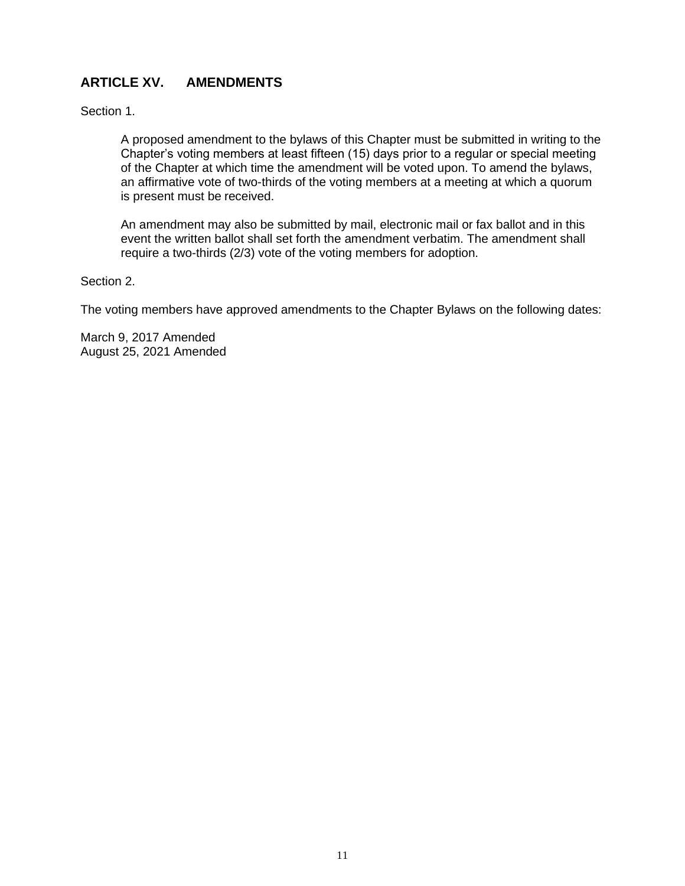## ARTICLE XV. AMENDMENTS

Section 1.

A proposed amendment to the bylaws of this Chapter must be submitted in writing to the Chapter's voting members at least fifteen (15) days prior to a regular or special meeting of the Chapter at which time the amendment will be voted upon. To amend the bylaws, an affirmative vote of two-thirds of the voting members at a meeting at which a quorum is present must be received.

An amendment may also be submitted by mail, electronic mail or fax ballot and in this event the written ballot shall set forth the amendment verbatim. The amendment shall require a two-thirds (2/3) vote of the voting members for adoption.

Section 2.

The voting members have approved amendments to the Chapter Bylaws on the following dates:

March 9, 2017 Amended
August 25, 2021 Amended